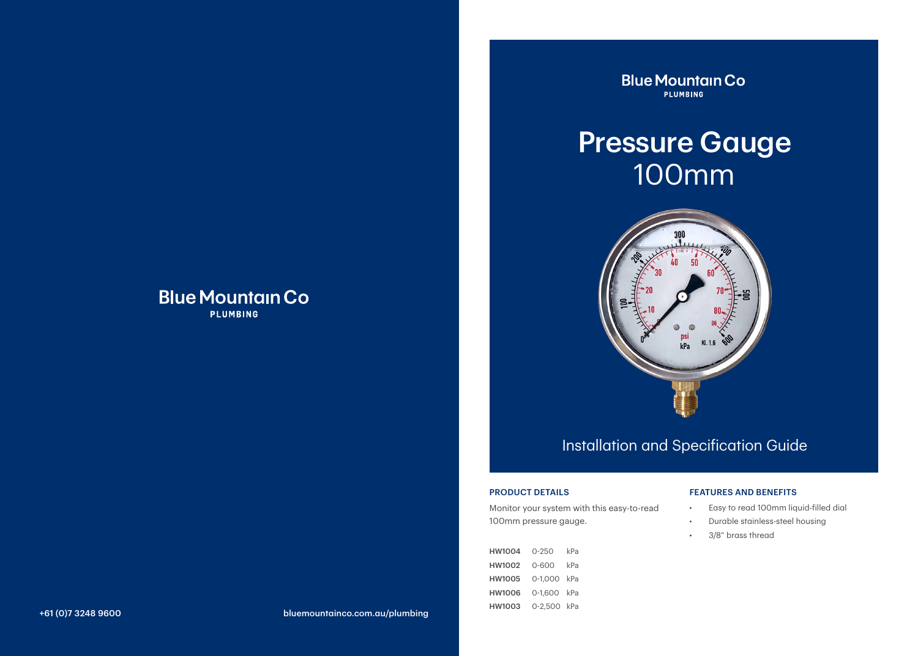Blue Mountain Co
PLUMBING

+61 (0)7 3248 9600

bluemountainco.com.au/plumbing

Blue Mountain Co
PLUMBING

# Pressure Gauge 100mm

## Installation and Specification Guide

### PRODUCT DETAILS

Monitor your system with this easy-to-read 100mm pressure gauge.

| | | |
|---|---|---|
| **HW1004** | 0-250 | kPa |
| **HW1002** | 0-600 | kPa |
| **HW1005** | 0-1,000 | kPa |
| **HW1006** | 0-1,600 | kPa |
| **HW1003** | 0-2,500 | kPa |

### FEATURES AND BENEFITS

- Easy to read 100mm liquid-filled dial
- Durable stainless-steel housing
- 3/8" brass thread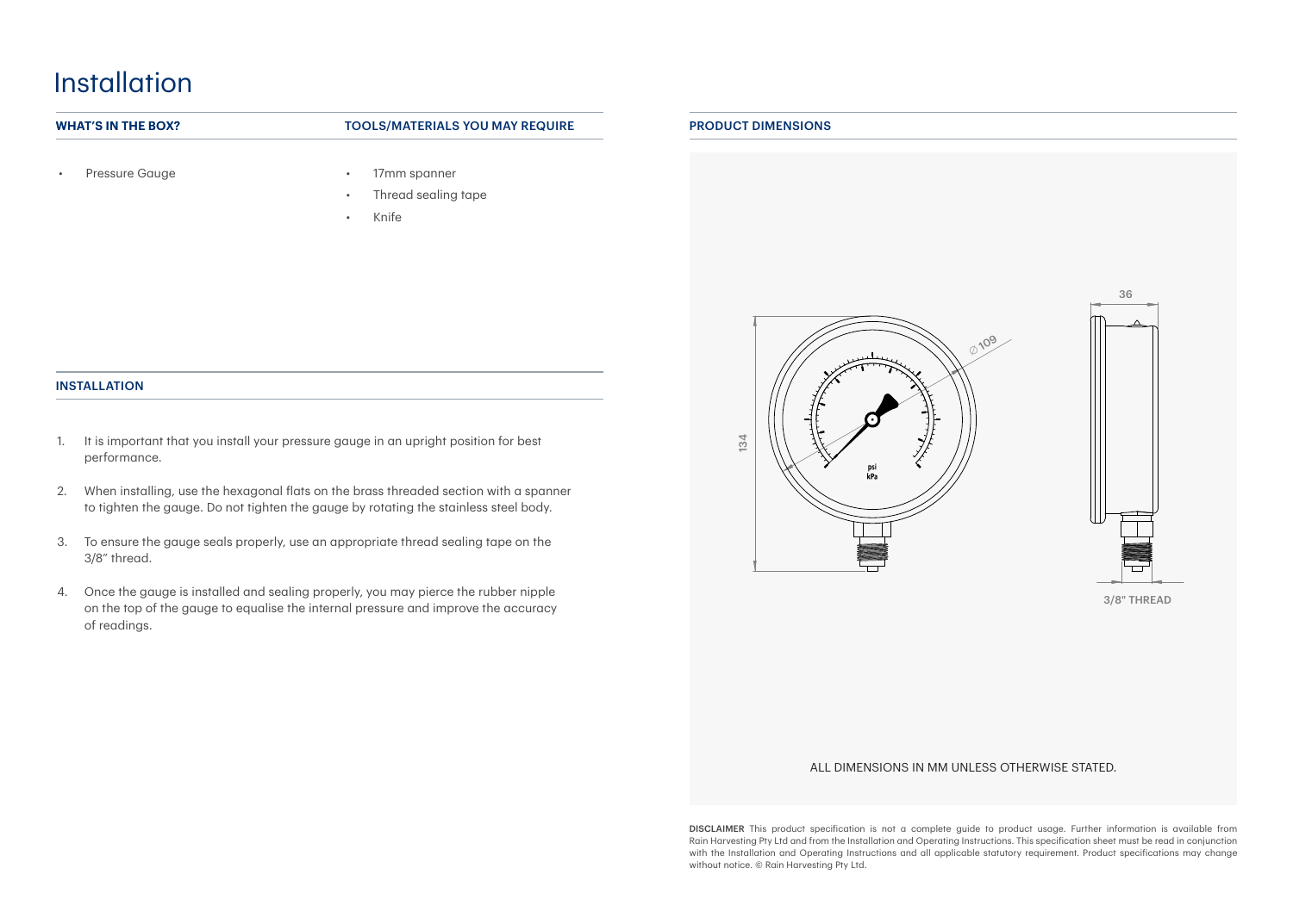# Installation

## WHAT'S IN THE BOX?

- Pressure Gauge

## TOOLS/MATERIALS YOU MAY REQUIRE

- 17mm spanner
- Thread sealing tape
- Knife

## INSTALLATION

1. It is important that you install your pressure gauge in an upright position for best performance.
2. When installing, use the hexagonal flats on the brass threaded section with a spanner to tighten the gauge. Do not tighten the gauge by rotating the stainless steel body.
3. To ensure the gauge seals properly, use an appropriate thread sealing tape on the 3/8" thread.
4. Once the gauge is installed and sealing properly, you may pierce the rubber nipple on the top of the gauge to equalise the internal pressure and improve the accuracy of readings.

## PRODUCT DIMENSIONS

134

∅109

psi
kPa

36

3/8" THREAD

ALL DIMENSIONS IN MM UNLESS OTHERWISE STATED.

**DISCLAIMER** This product specification is not a complete guide to product usage. Further information is available from Rain Harvesting Pty Ltd and from the Installation and Operating Instructions. This specification sheet must be read in conjunction with the Installation and Operating Instructions and all applicable statutory requirement. Product specifications may change without notice. © Rain Harvesting Pty Ltd.